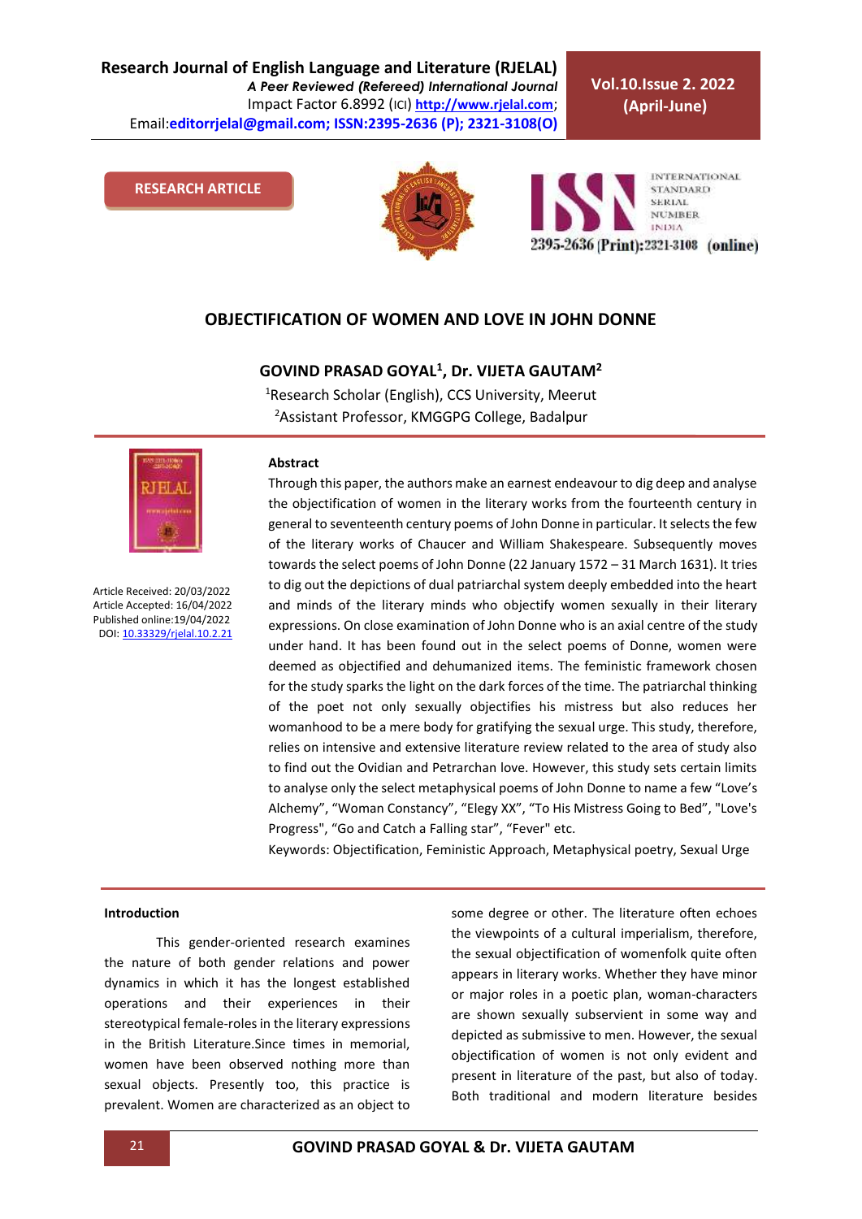RESEARCH ARTICLE

# OBJECTIFICATION OF WOMEN AND LOVE IN JOHN DONNE

**GOVIND PRASAD GOYAL[1], Dr. VIJETA GAUTAM[2]**

[1]Research Scholar (English), CCS University, Meerut

[2]Assistant Professor, KMGGPG College, Badalpur

Article Received: 20/03/2022
Article Accepted: 16/04/2022
Published online:19/04/2022
DOI: 10.33329/rjelal.10.2.21

## Abstract

Through this paper, the authors make an earnest endeavour to dig deep and analyse the objectification of women in the literary works from the fourteenth century in general to seventeenth century poems of John Donne in particular. It selects the few of the literary works of Chaucer and William Shakespeare. Subsequently moves towards the select poems of John Donne (22 January 1572 – 31 March 1631). It tries to dig out the depictions of dual patriarchal system deeply embedded into the heart and minds of the literary minds who objectify women sexually in their literary expressions. On close examination of John Donne who is an axial centre of the study under hand. It has been found out in the select poems of Donne, women were deemed as objectified and dehumanized items. The feministic framework chosen for the study sparks the light on the dark forces of the time. The patriarchal thinking of the poet not only sexually objectifies his mistress but also reduces her womanhood to be a mere body for gratifying the sexual urge. This study, therefore, relies on intensive and extensive literature review related to the area of study also to find out the Ovidian and Petrarchan love. However, this study sets certain limits to analyse only the select metaphysical poems of John Donne to name a few "Love's Alchemy", "Woman Constancy", "Elegy XX", "To His Mistress Going to Bed", "Love's Progress", "Go and Catch a Falling star", "Fever" etc.

Keywords: Objectification, Feministic Approach, Metaphysical poetry, Sexual Urge

## Introduction

This gender-oriented research examines the nature of both gender relations and power dynamics in which it has the longest established operations and their experiences in their stereotypical female-roles in the literary expressions in the British Literature.Since times in memorial, women have been observed nothing more than sexual objects. Presently too, this practice is prevalent. Women are characterized as an object to some degree or other. The literature often echoes the viewpoints of a cultural imperialism, therefore, the sexual objectification of womenfolk quite often appears in literary works. Whether they have minor or major roles in a poetic plan, woman-characters are shown sexually subservient in some way and depicted as submissive to men. However, the sexual objectification of women is not only evident and present in literature of the past, but also of today. Both traditional and modern literature besides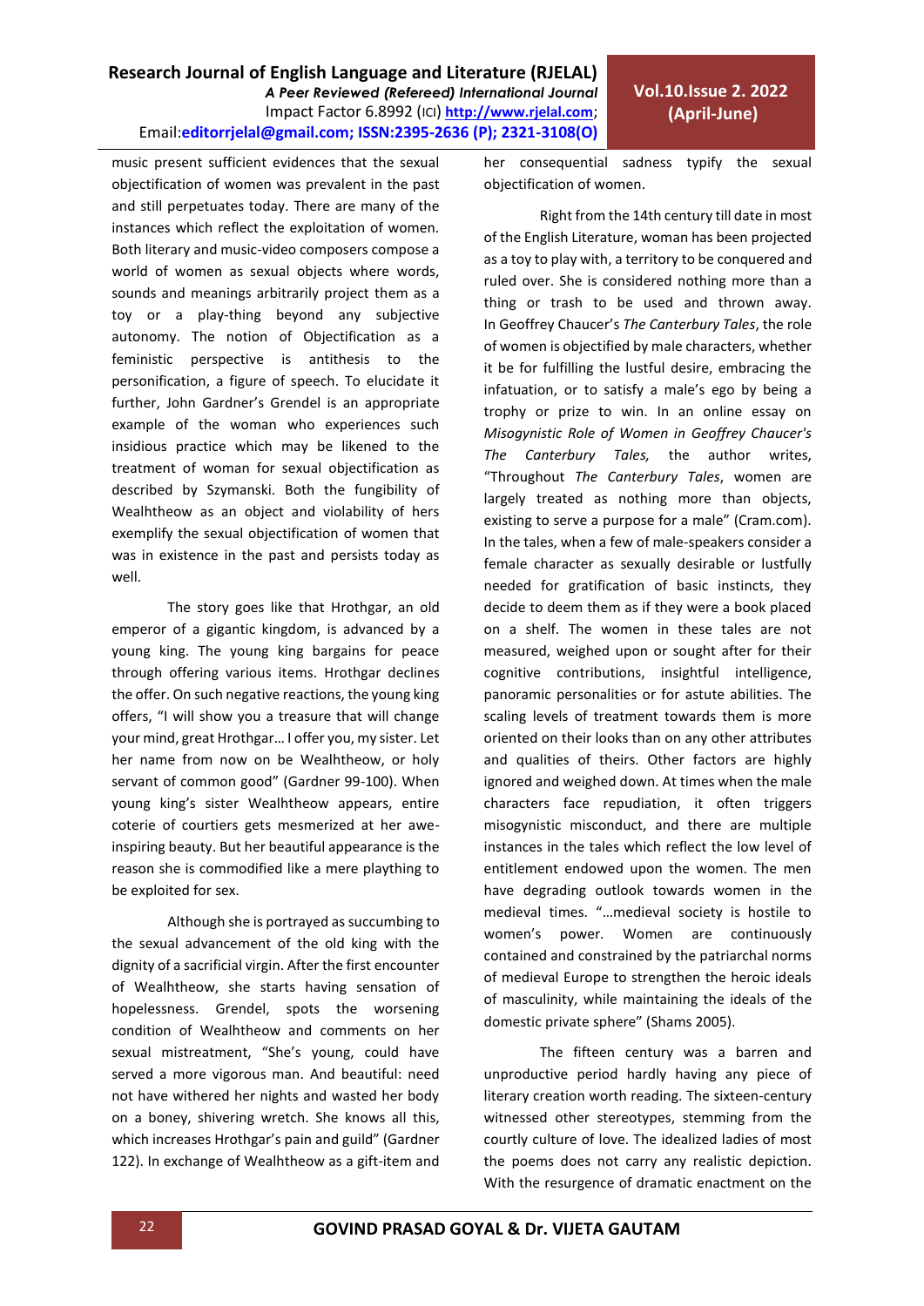music present sufficient evidences that the sexual objectification of women was prevalent in the past and still perpetuates today. There are many of the instances which reflect the exploitation of women. Both literary and music-video composers compose a world of women as sexual objects where words, sounds and meanings arbitrarily project them as a toy or a play-thing beyond any subjective autonomy. The notion of Objectification as a feministic perspective is antithesis to the personification, a figure of speech. To elucidate it further, John Gardner's Grendel is an appropriate example of the woman who experiences such insidious practice which may be likened to the treatment of woman for sexual objectification as described by Szymanski. Both the fungibility of Wealhtheow as an object and violability of hers exemplify the sexual objectification of women that was in existence in the past and persists today as well.

The story goes like that Hrothgar, an old emperor of a gigantic kingdom, is advanced by a young king. The young king bargains for peace through offering various items. Hrothgar declines the offer. On such negative reactions, the young king offers, "I will show you a treasure that will change your mind, great Hrothgar… I offer you, my sister. Let her name from now on be Wealhtheow, or holy servant of common good" (Gardner 99-100). When young king's sister Wealhtheow appears, entire coterie of courtiers gets mesmerized at her awe-inspiring beauty. But her beautiful appearance is the reason she is commodified like a mere plaything to be exploited for sex.

Although she is portrayed as succumbing to the sexual advancement of the old king with the dignity of a sacrificial virgin. After the first encounter of Wealhtheow, she starts having sensation of hopelessness. Grendel, spots the worsening condition of Wealhtheow and comments on her sexual mistreatment, "She's young, could have served a more vigorous man. And beautiful: need not have withered her nights and wasted her body on a boney, shivering wretch. She knows all this, which increases Hrothgar's pain and guild" (Gardner 122). In exchange of Wealhtheow as a gift-item and her consequential sadness typify the sexual objectification of women.

Right from the 14th century till date in most of the English Literature, woman has been projected as a toy to play with, a territory to be conquered and ruled over. She is considered nothing more than a thing or trash to be used and thrown away. In Geoffrey Chaucer's *The Canterbury Tales*, the role of women is objectified by male characters, whether it be for fulfilling the lustful desire, embracing the infatuation, or to satisfy a male's ego by being a trophy or prize to win. In an online essay on *Misogynistic Role of Women in Geoffrey Chaucer's The Canterbury Tales,* the author writes, "Throughout *The Canterbury Tales*, women are largely treated as nothing more than objects, existing to serve a purpose for a male" (Cram.com). In the tales, when a few of male-speakers consider a female character as sexually desirable or lustfully needed for gratification of basic instincts, they decide to deem them as if they were a book placed on a shelf. The women in these tales are not measured, weighed upon or sought after for their cognitive contributions, insightful intelligence, panoramic personalities or for astute abilities. The scaling levels of treatment towards them is more oriented on their looks than on any other attributes and qualities of theirs. Other factors are highly ignored and weighed down. At times when the male characters face repudiation, it often triggers misogynistic misconduct, and there are multiple instances in the tales which reflect the low level of entitlement endowed upon the women. The men have degrading outlook towards women in the medieval times. "…medieval society is hostile to women's power. Women are continuously contained and constrained by the patriarchal norms of medieval Europe to strengthen the heroic ideals of masculinity, while maintaining the ideals of the domestic private sphere" (Shams 2005).

The fifteen century was a barren and unproductive period hardly having any piece of literary creation worth reading. The sixteen-century witnessed other stereotypes, stemming from the courtly culture of love. The idealized ladies of most the poems does not carry any realistic depiction. With the resurgence of dramatic enactment on the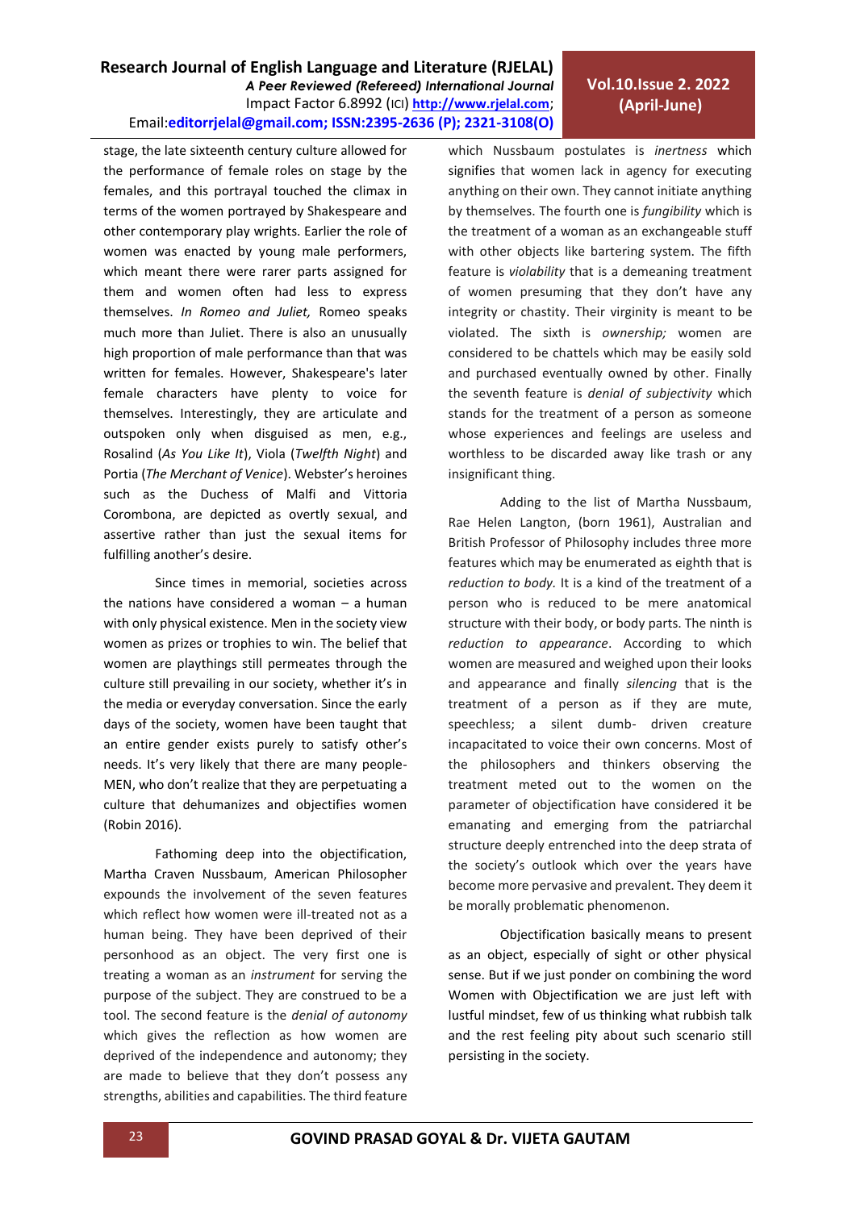stage, the late sixteenth century culture allowed for the performance of female roles on stage by the females, and this portrayal touched the climax in terms of the women portrayed by Shakespeare and other contemporary play wrights. Earlier the role of women was enacted by young male performers, which meant there were rarer parts assigned for them and women often had less to express themselves. *In Romeo and Juliet,* Romeo speaks much more than Juliet. There is also an unusually high proportion of male performance than that was written for females. However, Shakespeare's later female characters have plenty to voice for themselves. Interestingly, they are articulate and outspoken only when disguised as men, e.g., Rosalind (*As You Like It*), Viola (*Twelfth Night*) and Portia (*The Merchant of Venice*). Webster's heroines such as the Duchess of Malfi and Vittoria Corombona, are depicted as overtly sexual, and assertive rather than just the sexual items for fulfilling another's desire.

Since times in memorial, societies across the nations have considered a woman – a human with only physical existence. Men in the society view women as prizes or trophies to win. The belief that women are playthings still permeates through the culture still prevailing in our society, whether it's in the media or everyday conversation. Since the early days of the society, women have been taught that an entire gender exists purely to satisfy other's needs. It's very likely that there are many people- MEN, who don't realize that they are perpetuating a culture that dehumanizes and objectifies women (Robin 2016).

Fathoming deep into the objectification, Martha Craven Nussbaum, American Philosopher expounds the involvement of the seven features which reflect how women were ill-treated not as a human being. They have been deprived of their personhood as an object. The very first one is treating a woman as an *instrument* for serving the purpose of the subject. They are construed to be a tool. The second feature is the *denial of autonomy* which gives the reflection as how women are deprived of the independence and autonomy; they are made to believe that they don't possess any strengths, abilities and capabilities. The third feature which Nussbaum postulates is *inertness* which signifies that women lack in agency for executing anything on their own. They cannot initiate anything by themselves. The fourth one is *fungibility* which is the treatment of a woman as an exchangeable stuff with other objects like bartering system. The fifth feature is *violability* that is a demeaning treatment of women presuming that they don't have any integrity or chastity. Their virginity is meant to be violated. The sixth is *ownership;* women are considered to be chattels which may be easily sold and purchased eventually owned by other. Finally the seventh feature is *denial of subjectivity* which stands for the treatment of a person as someone whose experiences and feelings are useless and worthless to be discarded away like trash or any insignificant thing.

Adding to the list of Martha Nussbaum, Rae Helen Langton, (born 1961), Australian and British Professor of Philosophy includes three more features which may be enumerated as eighth that is *reduction to body.* It is a kind of the treatment of a person who is reduced to be mere anatomical structure with their body, or body parts. The ninth is *reduction to appearance*. According to which women are measured and weighed upon their looks and appearance and finally *silencing* that is the treatment of a person as if they are mute, speechless; a silent dumb- driven creature incapacitated to voice their own concerns. Most of the philosophers and thinkers observing the treatment meted out to the women on the parameter of objectification have considered it be emanating and emerging from the patriarchal structure deeply entrenched into the deep strata of the society's outlook which over the years have become more pervasive and prevalent. They deem it be morally problematic phenomenon.

Objectification basically means to present as an object, especially of sight or other physical sense. But if we just ponder on combining the word Women with Objectification we are just left with lustful mindset, few of us thinking what rubbish talk and the rest feeling pity about such scenario still persisting in the society.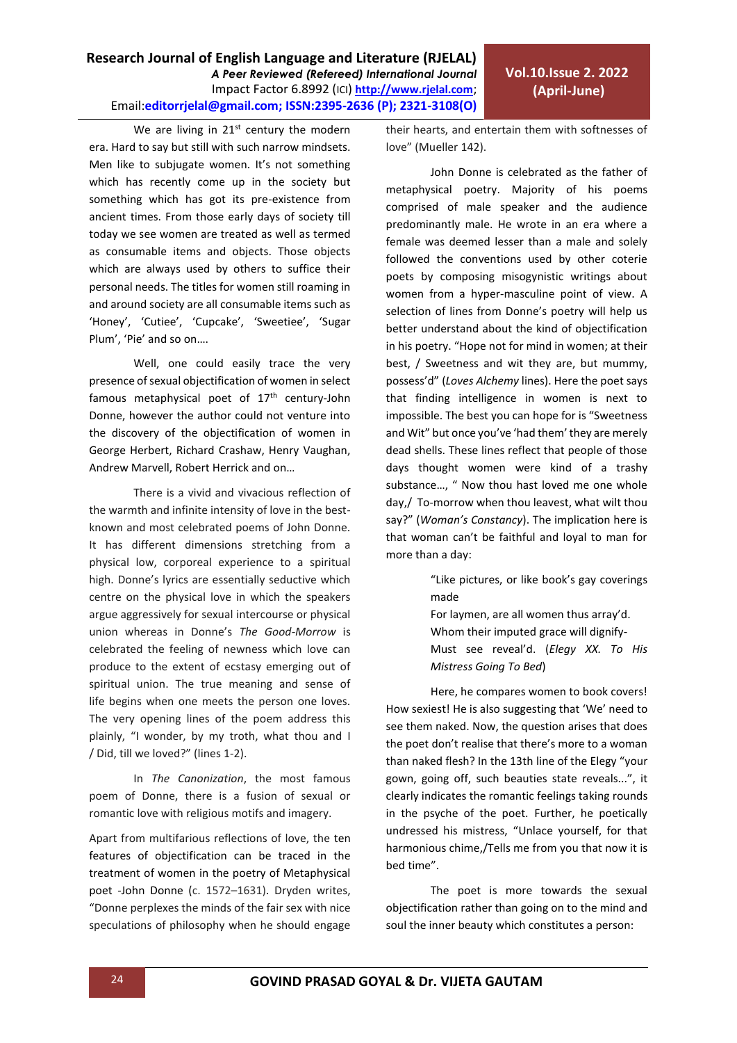We are living in 21st century the modern era. Hard to say but still with such narrow mindsets. Men like to subjugate women. It's not something which has recently come up in the society but something which has got its pre-existence from ancient times. From those early days of society till today we see women are treated as well as termed as consumable items and objects. Those objects which are always used by others to suffice their personal needs. The titles for women still roaming in and around society are all consumable items such as 'Honey', 'Cutiee', 'Cupcake', 'Sweetiee', 'Sugar Plum', 'Pie' and so on….

Well, one could easily trace the very presence of sexual objectification of women in select famous metaphysical poet of 17th century-John Donne, however the author could not venture into the discovery of the objectification of women in George Herbert, Richard Crashaw, Henry Vaughan, Andrew Marvell, Robert Herrick and on…

There is a vivid and vivacious reflection of the warmth and infinite intensity of love in the best-known and most celebrated poems of John Donne. It has different dimensions stretching from a physical low, corporeal experience to a spiritual high. Donne's lyrics are essentially seductive which centre on the physical love in which the speakers argue aggressively for sexual intercourse or physical union whereas in Donne's *The Good-Morrow* is celebrated the feeling of newness which love can produce to the extent of ecstasy emerging out of spiritual union. The true meaning and sense of life begins when one meets the person one loves. The very opening lines of the poem address this plainly, "I wonder, by my troth, what thou and I / Did, till we loved?" (lines 1-2).

In *The Canonization*, the most famous poem of Donne, there is a fusion of sexual or romantic love with religious motifs and imagery.

Apart from multifarious reflections of love, the ten features of objectification can be traced in the treatment of women in the poetry of Metaphysical poet -John Donne (c. 1572–1631). Dryden writes, "Donne perplexes the minds of the fair sex with nice speculations of philosophy when he should engage their hearts, and entertain them with softnesses of love" (Mueller 142).

John Donne is celebrated as the father of metaphysical poetry. Majority of his poems comprised of male speaker and the audience predominantly male. He wrote in an era where a female was deemed lesser than a male and solely followed the conventions used by other coterie poets by composing misogynistic writings about women from a hyper-masculine point of view. A selection of lines from Donne's poetry will help us better understand about the kind of objectification in his poetry. "Hope not for mind in women; at their best, / Sweetness and wit they are, but mummy, possess'd" (*Loves Alchemy* lines). Here the poet says that finding intelligence in women is next to impossible. The best you can hope for is "Sweetness and Wit" but once you've 'had them' they are merely dead shells. These lines reflect that people of those days thought women were kind of a trashy substance…, " Now thou hast loved me one whole day,/ To-morrow when thou leavest, what wilt thou say?" (*Woman's Constancy*). The implication here is that woman can't be faithful and loyal to man for more than a day:

> "Like pictures, or like book's gay coverings made
> For laymen, are all women thus array'd.
> Whom their imputed grace will dignify-
> Must see reveal'd. (*Elegy XX. To His Mistress Going To Bed*)

Here, he compares women to book covers! How sexiest! He is also suggesting that 'We' need to see them naked. Now, the question arises that does the poet don't realise that there's more to a woman than naked flesh? In the 13th line of the Elegy "your gown, going off, such beauties state reveals...", it clearly indicates the romantic feelings taking rounds in the psyche of the poet. Further, he poetically undressed his mistress, "Unlace yourself, for that harmonious chime,/Tells me from you that now it is bed time".

The poet is more towards the sexual objectification rather than going on to the mind and soul the inner beauty which constitutes a person: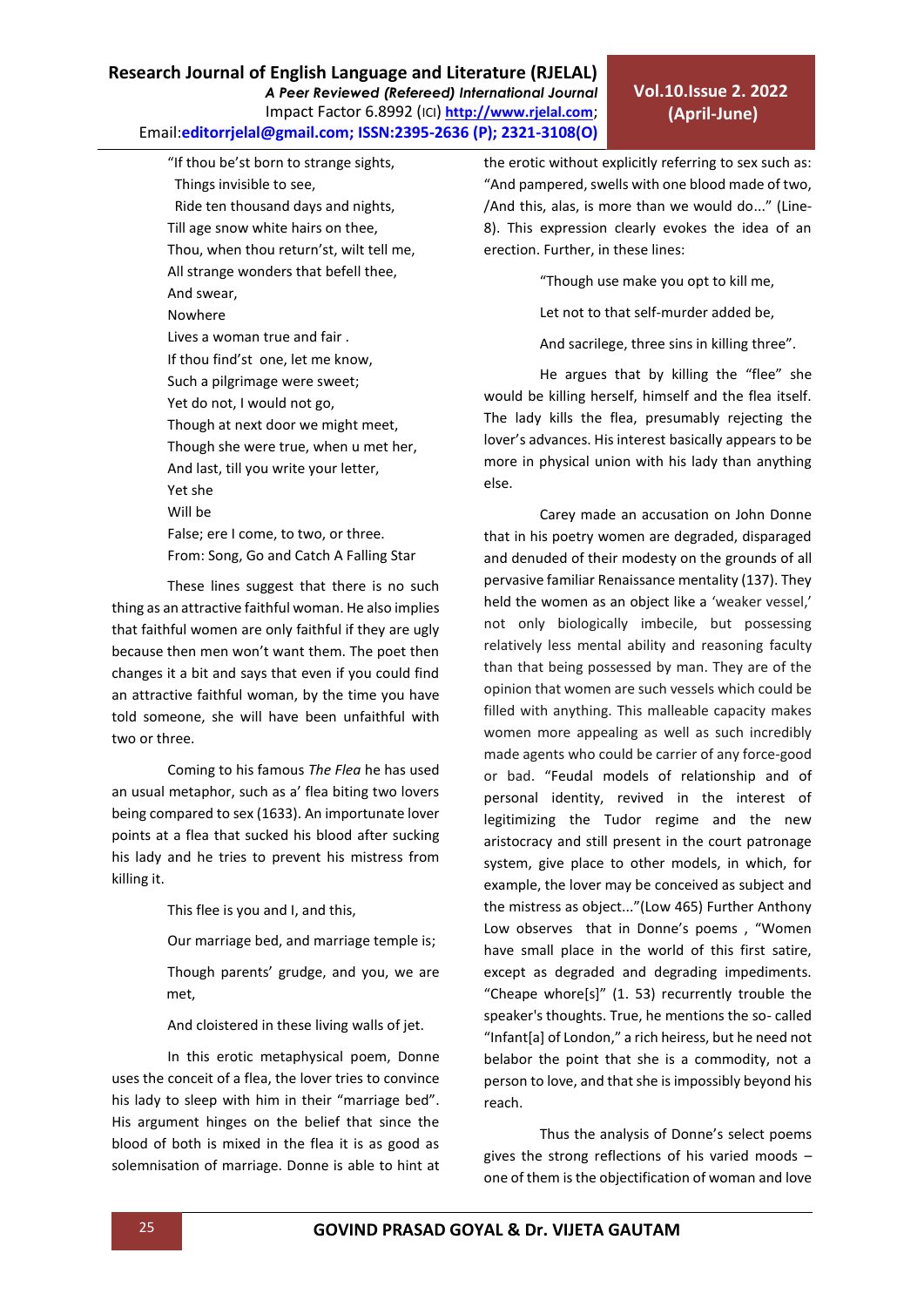"If thou be'st born to strange sights,
Things invisible to see,
Ride ten thousand days and nights,
Till age snow white hairs on thee,
Thou, when thou return'st, wilt tell me,
All strange wonders that befell thee,
And swear,
Nowhere
Lives a woman true and fair .
If thou find'st one, let me know,
Such a pilgrimage were sweet;
Yet do not, I would not go,
Though at next door we might meet,
Though she were true, when u met her,
And last, till you write your letter,
Yet she
Will be
False; ere I come, to two, or three.
From: Song, Go and Catch A Falling Star

These lines suggest that there is no such thing as an attractive faithful woman. He also implies that faithful women are only faithful if they are ugly because then men won't want them. The poet then changes it a bit and says that even if you could find an attractive faithful woman, by the time you have told someone, she will have been unfaithful with two or three.

Coming to his famous *The Flea* he has used an usual metaphor, such as a' flea biting two lovers being compared to sex (1633). An importunate lover points at a flea that sucked his blood after sucking his lady and he tries to prevent his mistress from killing it.

This flee is you and I, and this,

Our marriage bed, and marriage temple is;

Though parents' grudge, and you, we are met,

And cloistered in these living walls of jet.

In this erotic metaphysical poem, Donne uses the conceit of a flea, the lover tries to convince his lady to sleep with him in their "marriage bed". His argument hinges on the belief that since the blood of both is mixed in the flea it is as good as solemnisation of marriage. Donne is able to hint at the erotic without explicitly referring to sex such as: "And pampered, swells with one blood made of two, /And this, alas, is more than we would do..." (Line-8). This expression clearly evokes the idea of an erection. Further, in these lines:

"Though use make you opt to kill me,

Let not to that self-murder added be,

And sacrilege, three sins in killing three".

He argues that by killing the "flee" she would be killing herself, himself and the flea itself. The lady kills the flea, presumably rejecting the lover's advances. His interest basically appears to be more in physical union with his lady than anything else.

Carey made an accusation on John Donne that in his poetry women are degraded, disparaged and denuded of their modesty on the grounds of all pervasive familiar Renaissance mentality (137). They held the women as an object like a 'weaker vessel,' not only biologically imbecile, but possessing relatively less mental ability and reasoning faculty than that being possessed by man. They are of the opinion that women are such vessels which could be filled with anything. This malleable capacity makes women more appealing as well as such incredibly made agents who could be carrier of any force-good or bad. "Feudal models of relationship and of personal identity, revived in the interest of legitimizing the Tudor regime and the new aristocracy and still present in the court patronage system, give place to other models, in which, for example, the lover may be conceived as subject and the mistress as object..."(Low 465) Further Anthony Low observes that in Donne's poems , "Women have small place in the world of this first satire, except as degraded and degrading impediments. "Cheape whore[s]" (1. 53) recurrently trouble the speaker's thoughts. True, he mentions the so- called "Infant[a] of London," a rich heiress, but he need not belabor the point that she is a commodity, not a person to love, and that she is impossibly beyond his reach.

Thus the analysis of Donne's select poems gives the strong reflections of his varied moods – one of them is the objectification of woman and love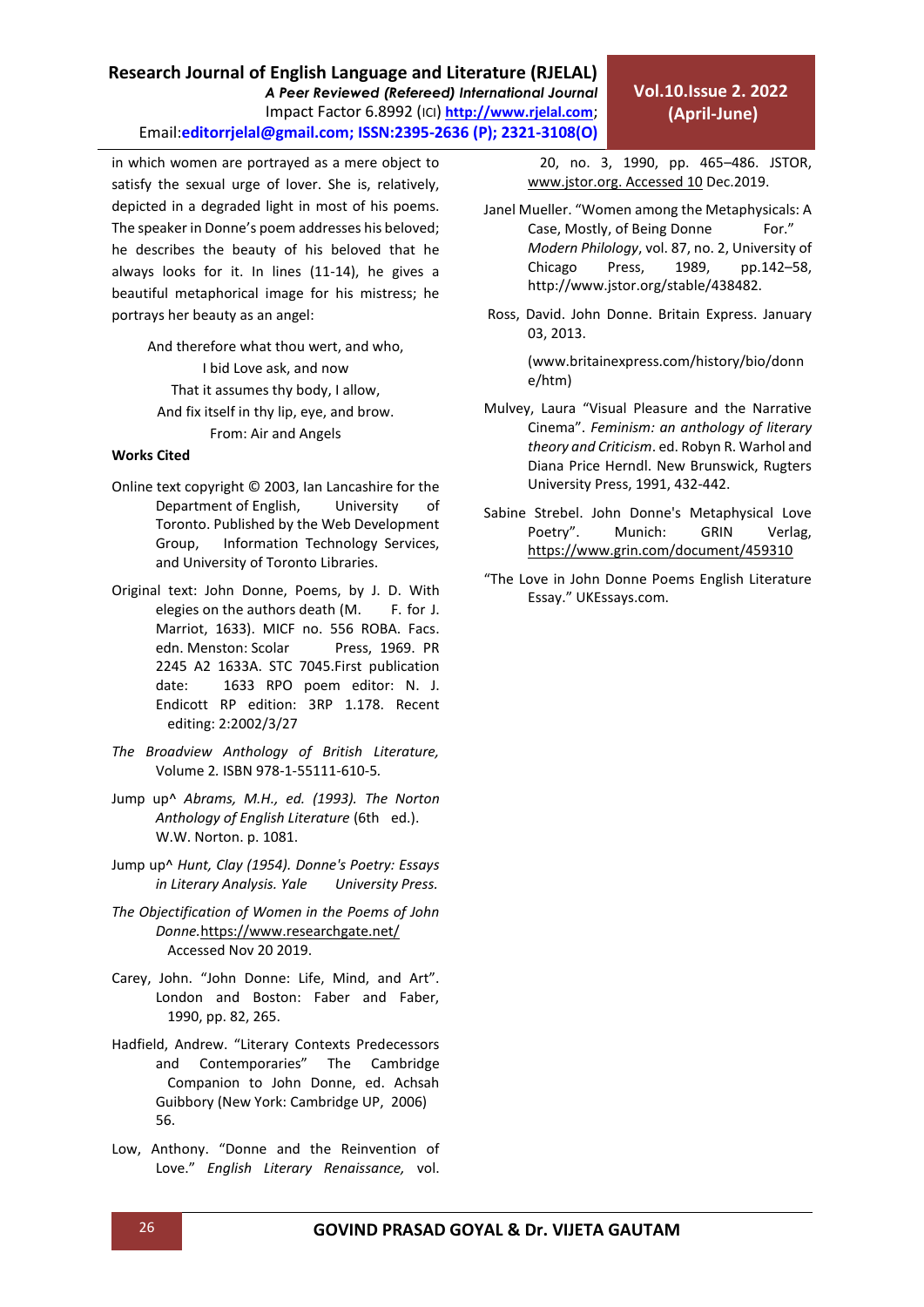in which women are portrayed as a mere object to satisfy the sexual urge of lover. She is, relatively, depicted in a degraded light in most of his poems. The speaker in Donne's poem addresses his beloved; he describes the beauty of his beloved that he always looks for it. In lines (11-14), he gives a beautiful metaphorical image for his mistress; he portrays her beauty as an angel:

> And therefore what thou wert, and who,
> I bid Love ask, and now
> That it assumes thy body, I allow,
> And fix itself in thy lip, eye, and brow.
> From: Air and Angels

**Works Cited**

Online text copyright © 2003, Ian Lancashire for the Department of English, University of Toronto. Published by the Web Development Group, Information Technology Services, and University of Toronto Libraries.

Original text: John Donne, Poems, by J. D. With elegies on the authors death (M. F. for J. Marriot, 1633). MICF no. 556 ROBA. Facs. edn. Menston: Scolar Press, 1969. PR 2245 A2 1633A. STC 7045.First publication date: 1633 RPO poem editor: N. J. Endicott RP edition: 3RP 1.178. Recent editing: 2:2002/3/27

*The Broadview Anthology of British Literature,* Volume 2. ISBN 978-1-55111-610-5.

Jump up^ *Abrams, M.H., ed. (1993). The Norton Anthology of English Literature* (6th ed.). W.W. Norton. p. 1081.

Jump up^ *Hunt, Clay (1954). Donne's Poetry: Essays in Literary Analysis. Yale University Press.*

*The Objectification of Women in the Poems of John Donne.*https://www.researchgate.net/ Accessed Nov 20 2019.

Carey, John. "John Donne: Life, Mind, and Art". London and Boston: Faber and Faber, 1990, pp. 82, 265.

Hadfield, Andrew. "Literary Contexts Predecessors and Contemporaries" The Cambridge Companion to John Donne, ed. Achsah Guibbory (New York: Cambridge UP, 2006) 56.

Low, Anthony. "Donne and the Reinvention of Love." *English Literary Renaissance,* vol. 20, no. 3, 1990, pp. 465–486. JSTOR, www.jstor.org. Accessed 10 Dec.2019.

Janel Mueller. "Women among the Metaphysicals: A Case, Mostly, of Being Donne For." *Modern Philology*, vol. 87, no. 2, University of Chicago Press, 1989, pp.142–58, http://www.jstor.org/stable/438482.

Ross, David. John Donne. Britain Express. January 03, 2013.

(www.britainexpress.com/history/bio/donne/htm)

Mulvey, Laura "Visual Pleasure and the Narrative Cinema". *Feminism: an anthology of literary theory and Criticism*. ed. Robyn R. Warhol and Diana Price Herndl. New Brunswick, Rugters University Press, 1991, 432-442.

Sabine Strebel. John Donne's Metaphysical Love Poetry". Munich: GRIN Verlag, https://www.grin.com/document/459310

"The Love in John Donne Poems English Literature Essay." UKEssays.com.